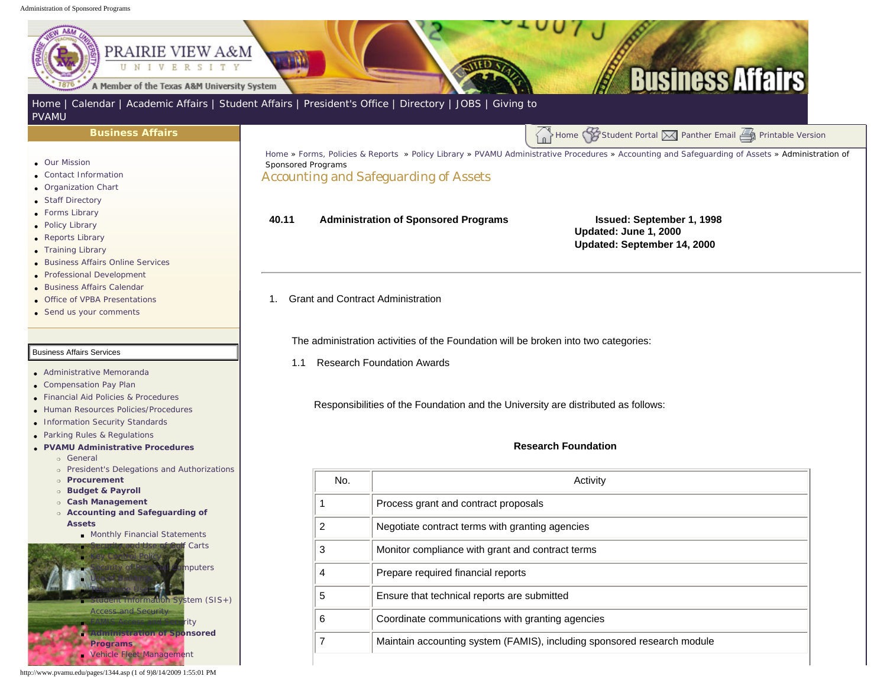Home | Calendar | Academic Affairs | Student Affairs | President's Office | Directory | JOBS | Giving to PVAMU

**Business Affairs**

- Our Mission
- Contact Information
- Organization Chart
- Staff Directory
- Forms Library
- Policy Library
- Reports Library
- Training Library
- Business Affairs Online Services
- Professional Development
- Business Affairs Calendar
- Office of VPBA Presentations
- Send us your comments

Business Affairs Services

- Administrative Memoranda
- Compensation Pay Plan
- Financial Aid Policies & Procedures
- Human Resources Policies/Procedures
- Information Security Standards
- Parking Rules & Regulations
- **PVAMU Administrative Procedures**
  - General
  - President's Delegations and Authorizations
  - **Procurement**
  - **Budget & Payroll**
  - **Cash Management**
  - **Accounting and Safeguarding of Assets**
    - Monthly Financial Statements
    - Security and Use of Golf Carts
    - Key Control Policy
    - Security of Personal Computers
    - Use of Vehicles
    - Telephone Use
    - Student Information System (SIS+) Access and Security
    - FAMIS Access and Security
    - **Administration of Sponsored Programs**
    - Vehicle Fleet Management

Home | Student Portal | Panther Email | Printable Version

Home » Forms, Policies & Reports » Policy Library » PVAMU Administrative Procedures » Accounting and Safeguarding of Assets » Administration of Sponsored Programs

# Accounting and Safeguarding of Assets

**40.11 Administration of Sponsored Programs**

**Issued: September 1, 1998**
**Updated: June 1, 2000**
**Updated: September 14, 2000**

---

1. Grant and Contract Administration

The administration activities of the Foundation will be broken into two categories:

1.1 Research Foundation Awards

Responsibilities of the Foundation and the University are distributed as follows:

**Research Foundation**

| No. | Activity |
|---|---|
| 1 | Process grant and contract proposals |
| 2 | Negotiate contract terms with granting agencies |
| 3 | Monitor compliance with grant and contract terms |
| 4 | Prepare required financial reports |
| 5 | Ensure that technical reports are submitted |
| 6 | Coordinate communications with granting agencies |
| 7 | Maintain accounting system (FAMIS), including sponsored research module |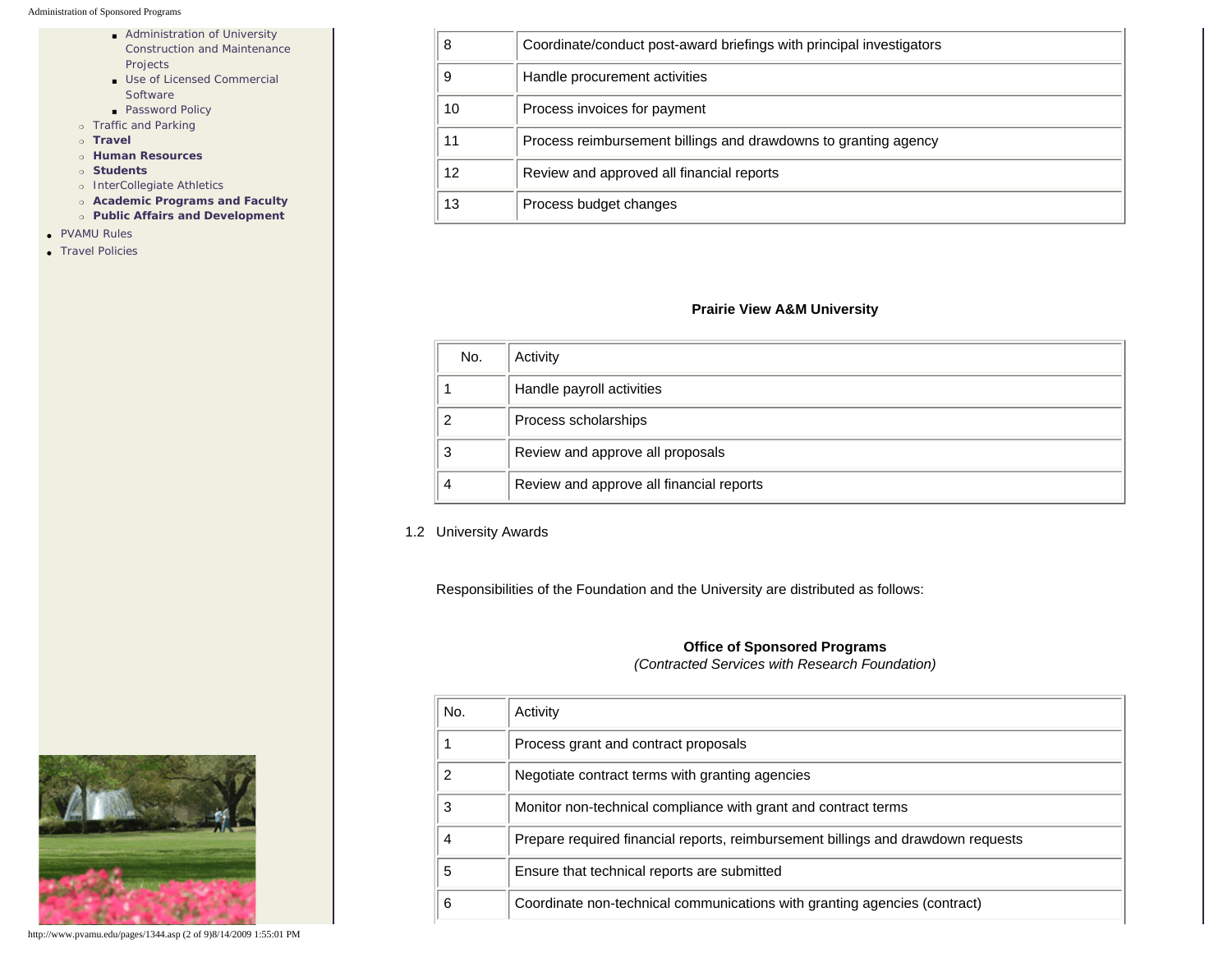- Administration of University Construction and Maintenance Projects
- Use of Licensed Commercial Software
- Password Policy
- Traffic and Parking
- **Travel**
- **Human Resources**
- **Students**
- InterCollegiate Athletics
- **Academic Programs and Faculty**
- **Public Affairs and Development**
- PVAMU Rules
- Travel Policies

| | |
|---|---|
| 8 | Coordinate/conduct post-award briefings with principal investigators |
| 9 | Handle procurement activities |
| 10 | Process invoices for payment |
| 11 | Process reimbursement billings and drawdowns to granting agency |
| 12 | Review and approved all financial reports |
| 13 | Process budget changes |

**Prairie View A&M University**

| No. | Activity |
|---|---|
| 1 | Handle payroll activities |
| 2 | Process scholarships |
| 3 | Review and approve all proposals |
| 4 | Review and approve all financial reports |

1.2 University Awards

Responsibilities of the Foundation and the University are distributed as follows:

**Office of Sponsored Programs**
*(Contracted Services with Research Foundation)*

| No. | Activity |
|---|---|
| 1 | Process grant and contract proposals |
| 2 | Negotiate contract terms with granting agencies |
| 3 | Monitor non-technical compliance with grant and contract terms |
| 4 | Prepare required financial reports, reimbursement billings and drawdown requests |
| 5 | Ensure that technical reports are submitted |
| 6 | Coordinate non-technical communications with granting agencies (contract) |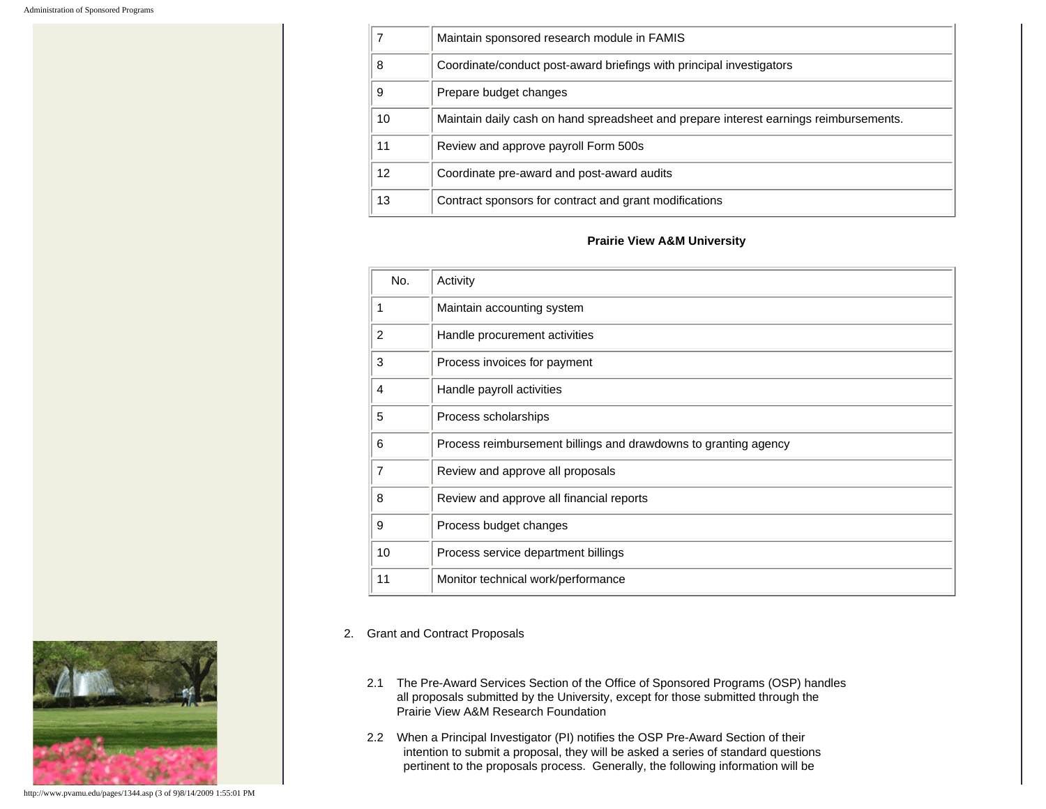| | |
|---|---|
| 7 | Maintain sponsored research module in FAMIS |
| 8 | Coordinate/conduct post-award briefings with principal investigators |
| 9 | Prepare budget changes |
| 10 | Maintain daily cash on hand spreadsheet and prepare interest earnings reimbursements. |
| 11 | Review and approve payroll Form 500s |
| 12 | Coordinate pre-award and post-award audits |
| 13 | Contract sponsors for contract and grant modifications |

**Prairie View A&M University**

| No. | Activity |
|---|---|
| 1 | Maintain accounting system |
| 2 | Handle procurement activities |
| 3 | Process invoices for payment |
| 4 | Handle payroll activities |
| 5 | Process scholarships |
| 6 | Process reimbursement billings and drawdowns to granting agency |
| 7 | Review and approve all proposals |
| 8 | Review and approve all financial reports |
| 9 | Process budget changes |
| 10 | Process service department billings |
| 11 | Monitor technical work/performance |

2. Grant and Contract Proposals

2.1 The Pre-Award Services Section of the Office of Sponsored Programs (OSP) handles all proposals submitted by the University, except for those submitted through the Prairie View A&M Research Foundation

2.2 When a Principal Investigator (PI) notifies the OSP Pre-Award Section of their intention to submit a proposal, they will be asked a series of standard questions pertinent to the proposals process. Generally, the following information will be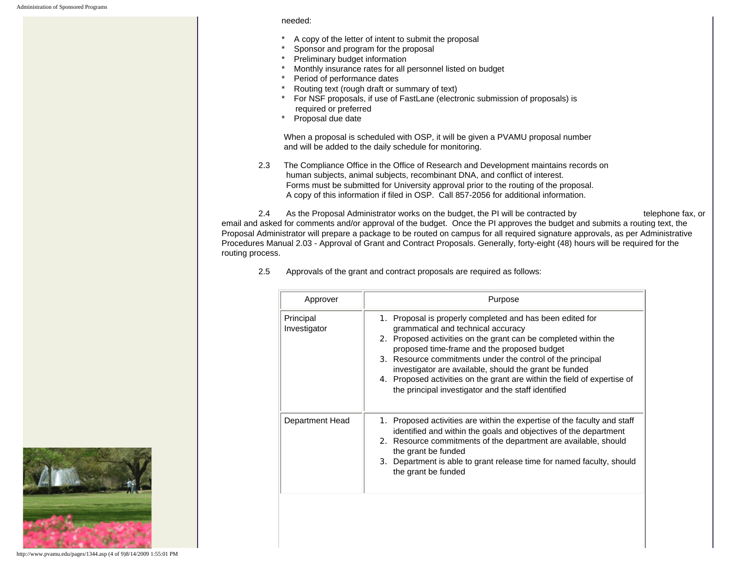needed:

* A copy of the letter of intent to submit the proposal
* Sponsor and program for the proposal
* Preliminary budget information
* Monthly insurance rates for all personnel listed on budget
* Period of performance dates
* Routing text (rough draft or summary of text)
* For NSF proposals, if use of FastLane (electronic submission of proposals) is required or preferred
* Proposal due date

When a proposal is scheduled with OSP, it will be given a PVAMU proposal number and will be added to the daily schedule for monitoring.

2.3 The Compliance Office in the Office of Research and Development maintains records on human subjects, animal subjects, recombinant DNA, and conflict of interest. Forms must be submitted for University approval prior to the routing of the proposal. A copy of this information if filed in OSP. Call 857-2056 for additional information.

2.4 As the Proposal Administrator works on the budget, the PI will be contracted by telephone fax, or email and asked for comments and/or approval of the budget. Once the PI approves the budget and submits a routing text, the Proposal Administrator will prepare a package to be routed on campus for all required signature approvals, as per Administrative Procedures Manual 2.03 - Approval of Grant and Contract Proposals. Generally, forty-eight (48) hours will be required for the routing process.

2.5 Approvals of the grant and contract proposals are required as follows:

| Approver | Purpose |
|---|---|
| Principal Investigator | 1. Proposal is properly completed and has been edited for grammatical and technical accuracy<br>2. Proposed activities on the grant can be completed within the proposed time-frame and the proposed budget<br>3. Resource commitments under the control of the principal investigator are available, should the grant be funded<br>4. Proposed activities on the grant are within the field of expertise of the principal investigator and the staff identified |
| Department Head | 1. Proposed activities are within the expertise of the faculty and staff identified and within the goals and objectives of the department<br>2. Resource commitments of the department are available, should the grant be funded<br>3. Department is able to grant release time for named faculty, should the grant be funded |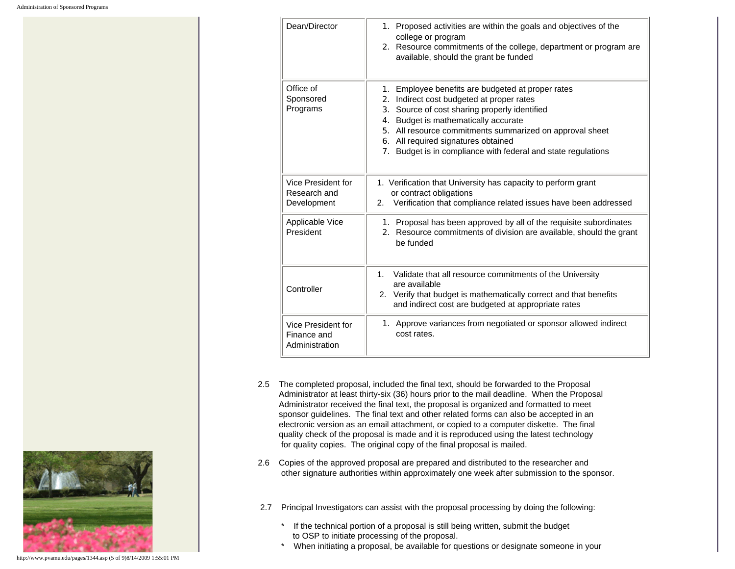| | |
|---|---|
| Dean/Director | 1. Proposed activities are within the goals and objectives of the college or program<br>2. Resource commitments of the college, department or program are available, should the grant be funded |
| Office of Sponsored Programs | 1. Employee benefits are budgeted at proper rates<br>2. Indirect cost budgeted at proper rates<br>3. Source of cost sharing properly identified<br>4. Budget is mathematically accurate<br>5. All resource commitments summarized on approval sheet<br>6. All required signatures obtained<br>7. Budget is in compliance with federal and state regulations |
| Vice President for Research and Development | 1. Verification that University has capacity to perform grant or contract obligations<br>2. Verification that compliance related issues have been addressed |
| Applicable Vice President | 1. Proposal has been approved by all of the requisite subordinates<br>2. Resource commitments of division are available, should the grant be funded |
| Controller | 1. Validate that all resource commitments of the University are available<br>2. Verify that budget is mathematically correct and that benefits and indirect cost are budgeted at appropriate rates |
| Vice President for Finance and Administration | 1. Approve variances from negotiated or sponsor allowed indirect cost rates. |

2.5 The completed proposal, included the final text, should be forwarded to the Proposal Administrator at least thirty-six (36) hours prior to the mail deadline. When the Proposal Administrator received the final text, the proposal is organized and formatted to meet sponsor guidelines. The final text and other related forms can also be accepted in an electronic version as an email attachment, or copied to a computer diskette. The final quality check of the proposal is made and it is reproduced using the latest technology for quality copies. The original copy of the final proposal is mailed.

2.6 Copies of the approved proposal are prepared and distributed to the researcher and other signature authorities within approximately one week after submission to the sponsor.

2.7 Principal Investigators can assist with the proposal processing by doing the following:

* If the technical portion of a proposal is still being written, submit the budget to OSP to initiate processing of the proposal.
* When initiating a proposal, be available for questions or designate someone in your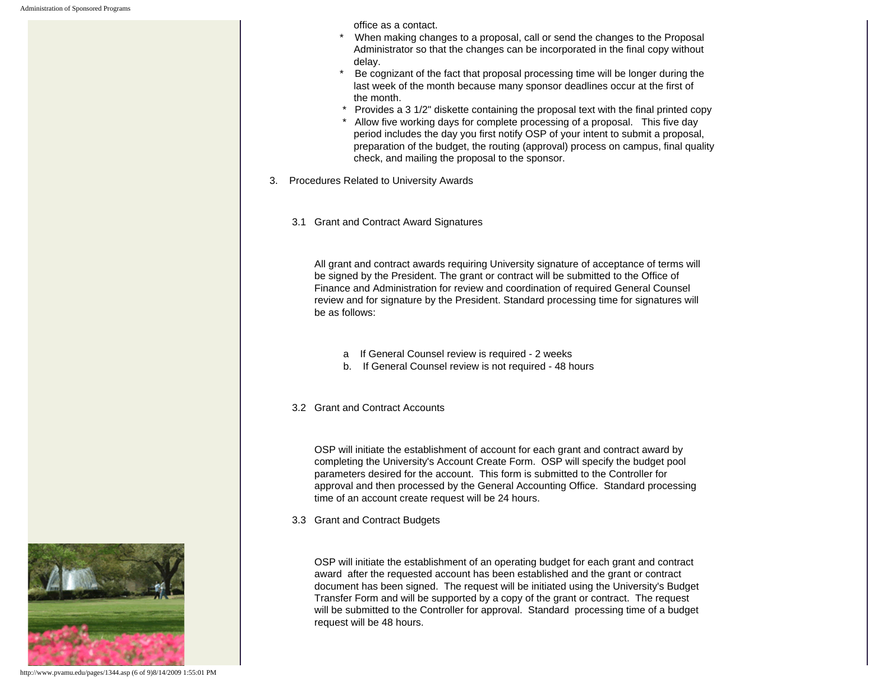office as a contact.

* When making changes to a proposal, call or send the changes to the Proposal Administrator so that the changes can be incorporated in the final copy without delay.
* Be cognizant of the fact that proposal processing time will be longer during the last week of the month because many sponsor deadlines occur at the first of the month.
* Provides a 3 1/2" diskette containing the proposal text with the final printed copy
* Allow five working days for complete processing of a proposal. This five day period includes the day you first notify OSP of your intent to submit a proposal, preparation of the budget, the routing (approval) process on campus, final quality check, and mailing the proposal to the sponsor.

3. Procedures Related to University Awards

3.1 Grant and Contract Award Signatures

All grant and contract awards requiring University signature of acceptance of terms will be signed by the President. The grant or contract will be submitted to the Office of Finance and Administration for review and coordination of required General Counsel review and for signature by the President. Standard processing time for signatures will be as follows:

a If General Counsel review is required - 2 weeks

b. If General Counsel review is not required - 48 hours

3.2 Grant and Contract Accounts

OSP will initiate the establishment of account for each grant and contract award by completing the University's Account Create Form. OSP will specify the budget pool parameters desired for the account. This form is submitted to the Controller for approval and then processed by the General Accounting Office. Standard processing time of an account create request will be 24 hours.

3.3 Grant and Contract Budgets

OSP will initiate the establishment of an operating budget for each grant and contract award after the requested account has been established and the grant or contract document has been signed. The request will be initiated using the University's Budget Transfer Form and will be supported by a copy of the grant or contract. The request will be submitted to the Controller for approval. Standard processing time of a budget request will be 48 hours.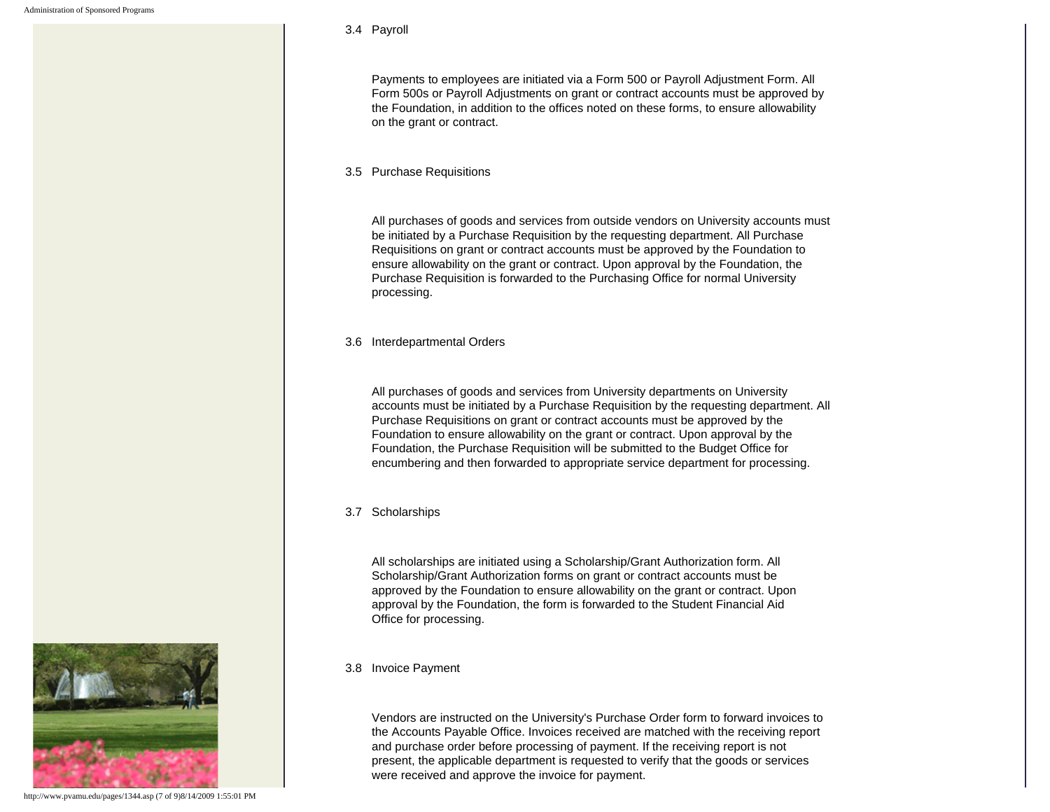### 3.4 Payroll

Payments to employees are initiated via a Form 500 or Payroll Adjustment Form. All Form 500s or Payroll Adjustments on grant or contract accounts must be approved by the Foundation, in addition to the offices noted on these forms, to ensure allowability on the grant or contract.

### 3.5 Purchase Requisitions

All purchases of goods and services from outside vendors on University accounts must be initiated by a Purchase Requisition by the requesting department. All Purchase Requisitions on grant or contract accounts must be approved by the Foundation to ensure allowability on the grant or contract. Upon approval by the Foundation, the Purchase Requisition is forwarded to the Purchasing Office for normal University processing.

### 3.6 Interdepartmental Orders

All purchases of goods and services from University departments on University accounts must be initiated by a Purchase Requisition by the requesting department. All Purchase Requisitions on grant or contract accounts must be approved by the Foundation to ensure allowability on the grant or contract. Upon approval by the Foundation, the Purchase Requisition will be submitted to the Budget Office for encumbering and then forwarded to appropriate service department for processing.

### 3.7 Scholarships

All scholarships are initiated using a Scholarship/Grant Authorization form. All Scholarship/Grant Authorization forms on grant or contract accounts must be approved by the Foundation to ensure allowability on the grant or contract. Upon approval by the Foundation, the form is forwarded to the Student Financial Aid Office for processing.

### 3.8 Invoice Payment

Vendors are instructed on the University's Purchase Order form to forward invoices to the Accounts Payable Office. Invoices received are matched with the receiving report and purchase order before processing of payment. If the receiving report is not present, the applicable department is requested to verify that the goods or services were received and approve the invoice for payment.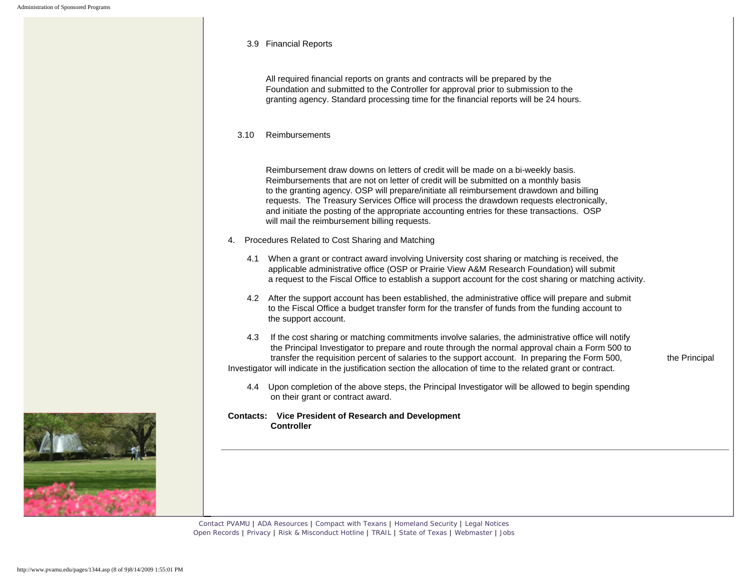3.9 Financial Reports

All required financial reports on grants and contracts will be prepared by the Foundation and submitted to the Controller for approval prior to submission to the granting agency. Standard processing time for the financial reports will be 24 hours.

3.10 Reimbursements

Reimbursement draw downs on letters of credit will be made on a bi-weekly basis. Reimbursements that are not on letter of credit will be submitted on a monthly basis to the granting agency. OSP will prepare/initiate all reimbursement drawdown and billing requests. The Treasury Services Office will process the drawdown requests electronically, and initiate the posting of the appropriate accounting entries for these transactions. OSP will mail the reimbursement billing requests.

4. Procedures Related to Cost Sharing and Matching

4.1 When a grant or contract award involving University cost sharing or matching is received, the applicable administrative office (OSP or Prairie View A&M Research Foundation) will submit a request to the Fiscal Office to establish a support account for the cost sharing or matching activity.

4.2 After the support account has been established, the administrative office will prepare and submit to the Fiscal Office a budget transfer form for the transfer of funds from the funding account to the support account.

4.3 If the cost sharing or matching commitments involve salaries, the administrative office will notify the Principal Investigator to prepare and route through the normal approval chain a Form 500 to transfer the requisition percent of salaries to the support account. In preparing the Form 500, the Principal Investigator will indicate in the justification section the allocation of time to the related grant or contract.

4.4 Upon completion of the above steps, the Principal Investigator will be allowed to begin spending on their grant or contract award.

**Contacts: Vice President of Research and Development**
**Controller**

Contact PVAMU | ADA Resources | Compact with Texans | Homeland Security | Legal Notices
Open Records | Privacy | Risk & Misconduct Hotline | TRAIL | State of Texas | Webmaster | Jobs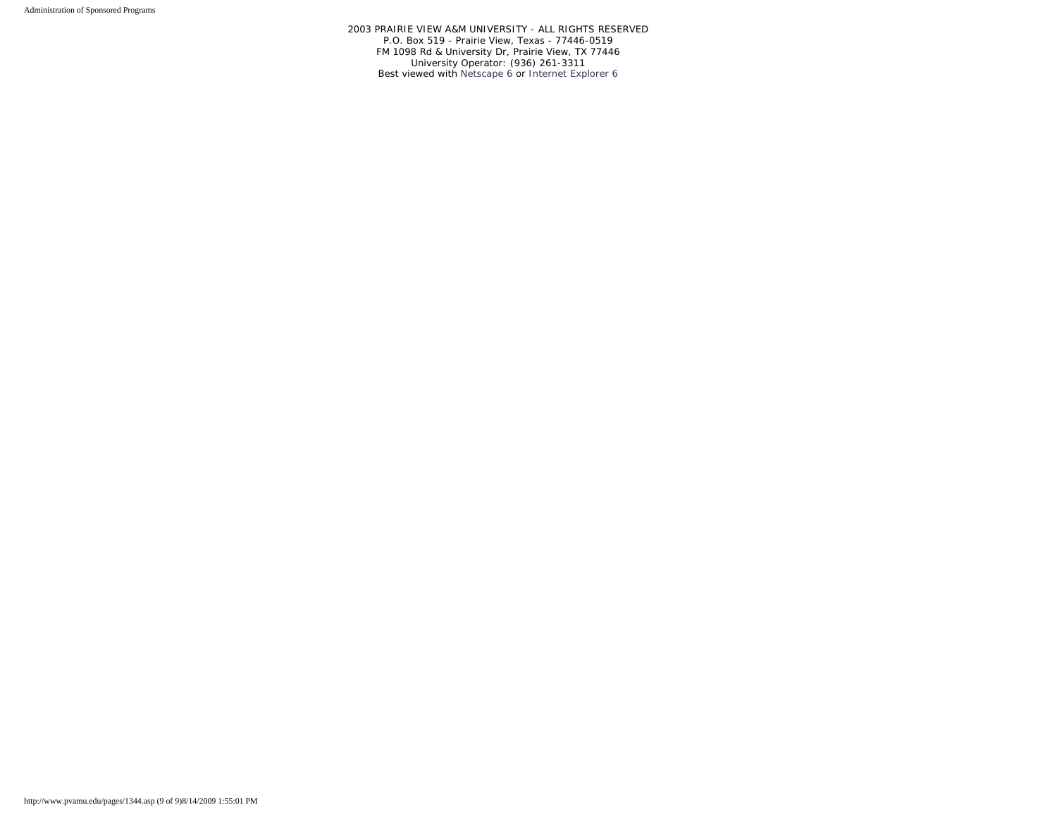2003 PRAIRIE VIEW A&M UNIVERSITY - ALL RIGHTS RESERVED
P.O. Box 519 - Prairie View, Texas - 77446-0519
FM 1098 Rd & University Dr, Prairie View, TX 77446
University Operator: (936) 261-3311
Best viewed with Netscape 6 or Internet Explorer 6